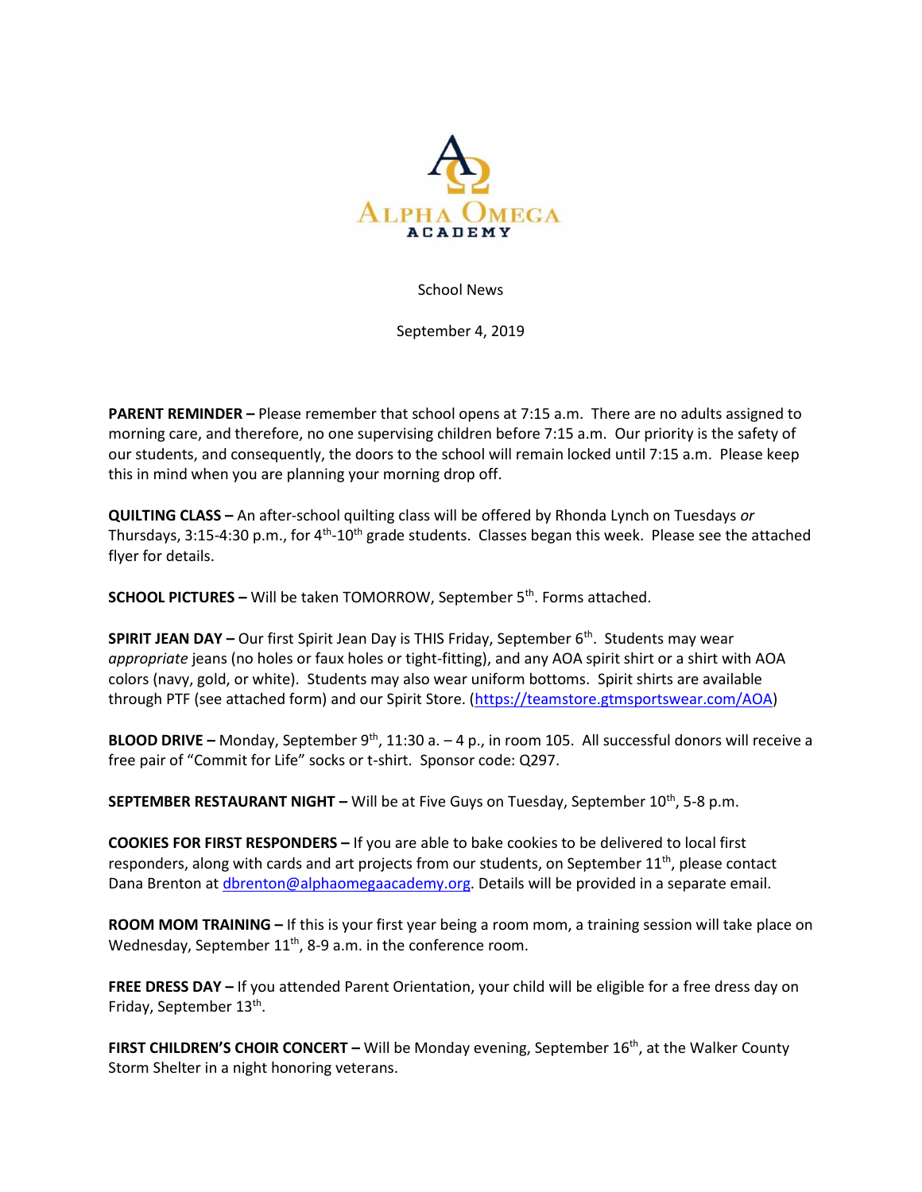Alpha Omega Academy

School News

September 4, 2019

**PARENT REMINDER –** Please remember that school opens at 7:15 a.m. There are no adults assigned to morning care, and therefore, no one supervising children before 7:15 a.m. Our priority is the safety of our students, and consequently, the doors to the school will remain locked until 7:15 a.m. Please keep this in mind when you are planning your morning drop off.

**QUILTING CLASS –** An after-school quilting class will be offered by Rhonda Lynch on Tuesdays *or* Thursdays, 3:15-4:30 p.m., for 4th-10th grade students. Classes began this week. Please see the attached flyer for details.

**SCHOOL PICTURES –** Will be taken TOMORROW, September 5th. Forms attached.

**SPIRIT JEAN DAY –** Our first Spirit Jean Day is THIS Friday, September 6th. Students may wear *appropriate* jeans (no holes or faux holes or tight-fitting), and any AOA spirit shirt or a shirt with AOA colors (navy, gold, or white). Students may also wear uniform bottoms. Spirit shirts are available through PTF (see attached form) and our Spirit Store. (https://teamstore.gtmsportswear.com/AOA)

**BLOOD DRIVE –** Monday, September 9th, 11:30 a. – 4 p., in room 105. All successful donors will receive a free pair of "Commit for Life" socks or t-shirt. Sponsor code: Q297.

**SEPTEMBER RESTAURANT NIGHT –** Will be at Five Guys on Tuesday, September 10th, 5-8 p.m.

**COOKIES FOR FIRST RESPONDERS –** If you are able to bake cookies to be delivered to local first responders, along with cards and art projects from our students, on September 11th, please contact Dana Brenton at dbrenton@alphaomegaacademy.org. Details will be provided in a separate email.

**ROOM MOM TRAINING –** If this is your first year being a room mom, a training session will take place on Wednesday, September 11th, 8-9 a.m. in the conference room.

**FREE DRESS DAY –** If you attended Parent Orientation, your child will be eligible for a free dress day on Friday, September 13th.

**FIRST CHILDREN'S CHOIR CONCERT –** Will be Monday evening, September 16th, at the Walker County Storm Shelter in a night honoring veterans.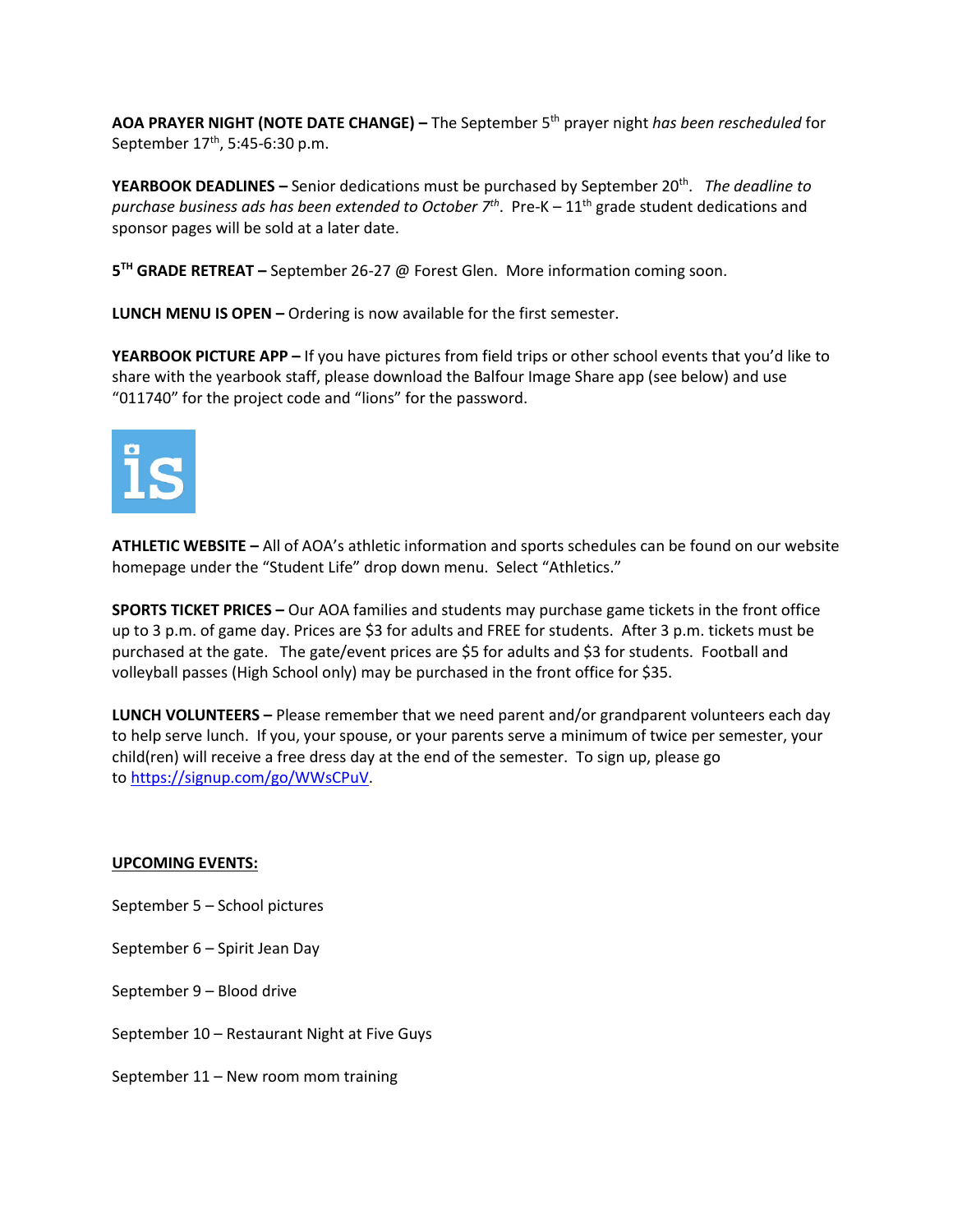**AOA PRAYER NIGHT (NOTE DATE CHANGE) –** The September 5th prayer night *has been rescheduled* for September 17th, 5:45-6:30 p.m.

**YEARBOOK DEADLINES –** Senior dedications must be purchased by September 20th. *The deadline to purchase business ads has been extended to October 7th.* Pre-K – 11th grade student dedications and sponsor pages will be sold at a later date.

**5TH GRADE RETREAT –** September 26-27 @ Forest Glen. More information coming soon.

**LUNCH MENU IS OPEN –** Ordering is now available for the first semester.

**YEARBOOK PICTURE APP –** If you have pictures from field trips or other school events that you'd like to share with the yearbook staff, please download the Balfour Image Share app (see below) and use "011740" for the project code and "lions" for the password.

**ATHLETIC WEBSITE –** All of AOA's athletic information and sports schedules can be found on our website homepage under the "Student Life" drop down menu. Select "Athletics."

**SPORTS TICKET PRICES –** Our AOA families and students may purchase game tickets in the front office up to 3 p.m. of game day. Prices are $3 for adults and FREE for students. After 3 p.m. tickets must be purchased at the gate. The gate/event prices are $5 for adults and $3 for students. Football and volleyball passes (High School only) may be purchased in the front office for $35.

**LUNCH VOLUNTEERS –** Please remember that we need parent and/or grandparent volunteers each day to help serve lunch. If you, your spouse, or your parents serve a minimum of twice per semester, your child(ren) will receive a free dress day at the end of the semester. To sign up, please go to https://signup.com/go/WWsCPuV.

**UPCOMING EVENTS:**

September 5 – School pictures

September 6 – Spirit Jean Day

September 9 – Blood drive

September 10 – Restaurant Night at Five Guys

September 11 – New room mom training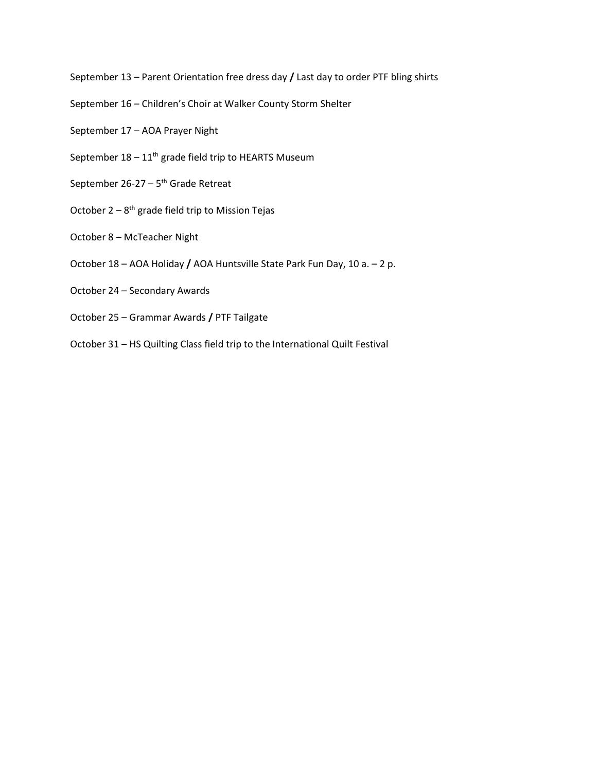September 13 – Parent Orientation free dress day **/** Last day to order PTF bling shirts

September 16 – Children's Choir at Walker County Storm Shelter

September 17 – AOA Prayer Night

September 18 – 11th grade field trip to HEARTS Museum

September 26-27 – 5th Grade Retreat

October 2 – 8th grade field trip to Mission Tejas

October 8 – McTeacher Night

October 18 – AOA Holiday **/** AOA Huntsville State Park Fun Day, 10 a. – 2 p.

October 24 – Secondary Awards

October 25 – Grammar Awards **/** PTF Tailgate

October 31 – HS Quilting Class field trip to the International Quilt Festival